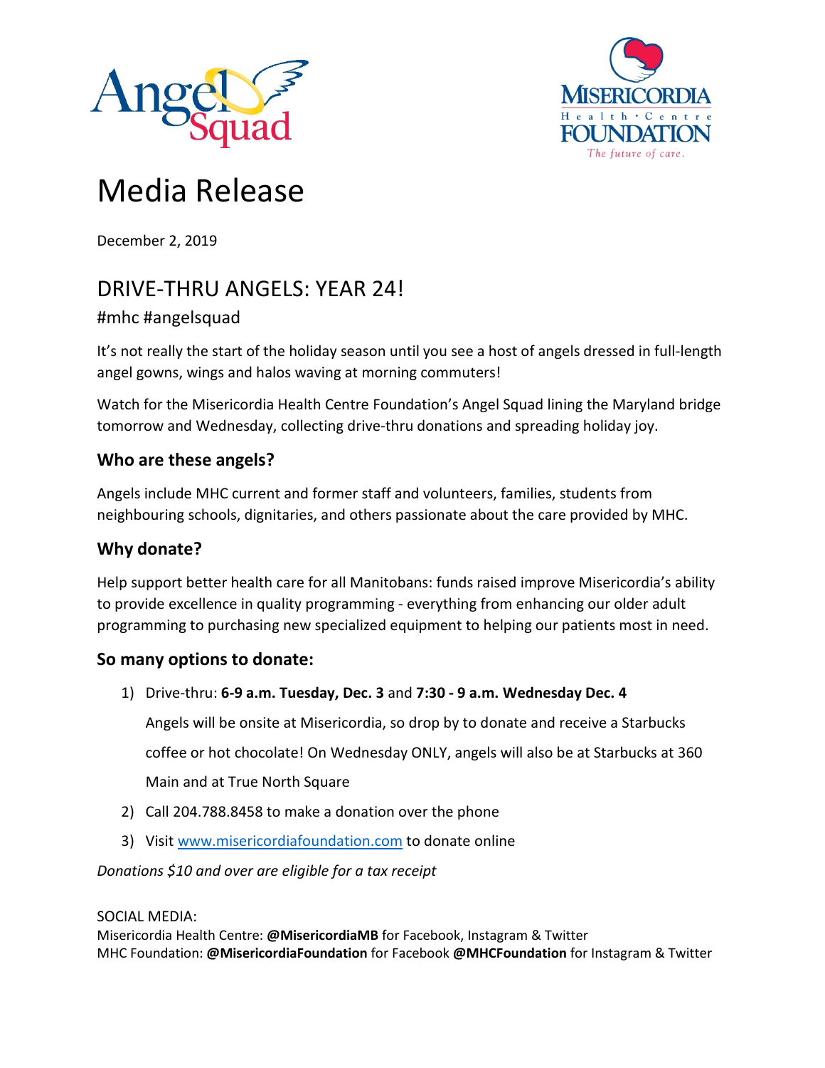# Media Release

December 2, 2019

## DRIVE-THRU ANGELS: YEAR 24!

#mhc #angelsquad

It's not really the start of the holiday season until you see a host of angels dressed in full-length angel gowns, wings and halos waving at morning commuters!

Watch for the Misericordia Health Centre Foundation's Angel Squad lining the Maryland bridge tomorrow and Wednesday, collecting drive-thru donations and spreading holiday joy.

### Who are these angels?

Angels include MHC current and former staff and volunteers, families, students from neighbouring schools, dignitaries, and others passionate about the care provided by MHC.

### Why donate?

Help support better health care for all Manitobans: funds raised improve Misericordia's ability to provide excellence in quality programming - everything from enhancing our older adult programming to purchasing new specialized equipment to helping our patients most in need.

### So many options to donate:

1) Drive-thru: **6-9 a.m. Tuesday, Dec. 3** and **7:30 - 9 a.m. Wednesday Dec. 4**

   Angels will be onsite at Misericordia, so drop by to donate and receive a Starbucks coffee or hot chocolate! On Wednesday ONLY, angels will also be at Starbucks at 360 Main and at True North Square

2) Call 204.788.8458 to make a donation over the phone
3) Visit [www.misericordiafoundation.com](http://www.misericordiafoundation.com) to donate online

*Donations $10 and over are eligible for a tax receipt*

SOCIAL MEDIA:
Misericordia Health Centre: **@MisericordiaMB** for Facebook, Instagram & Twitter
MHC Foundation: **@MisericordiaFoundation** for Facebook **@MHCFoundation** for Instagram & Twitter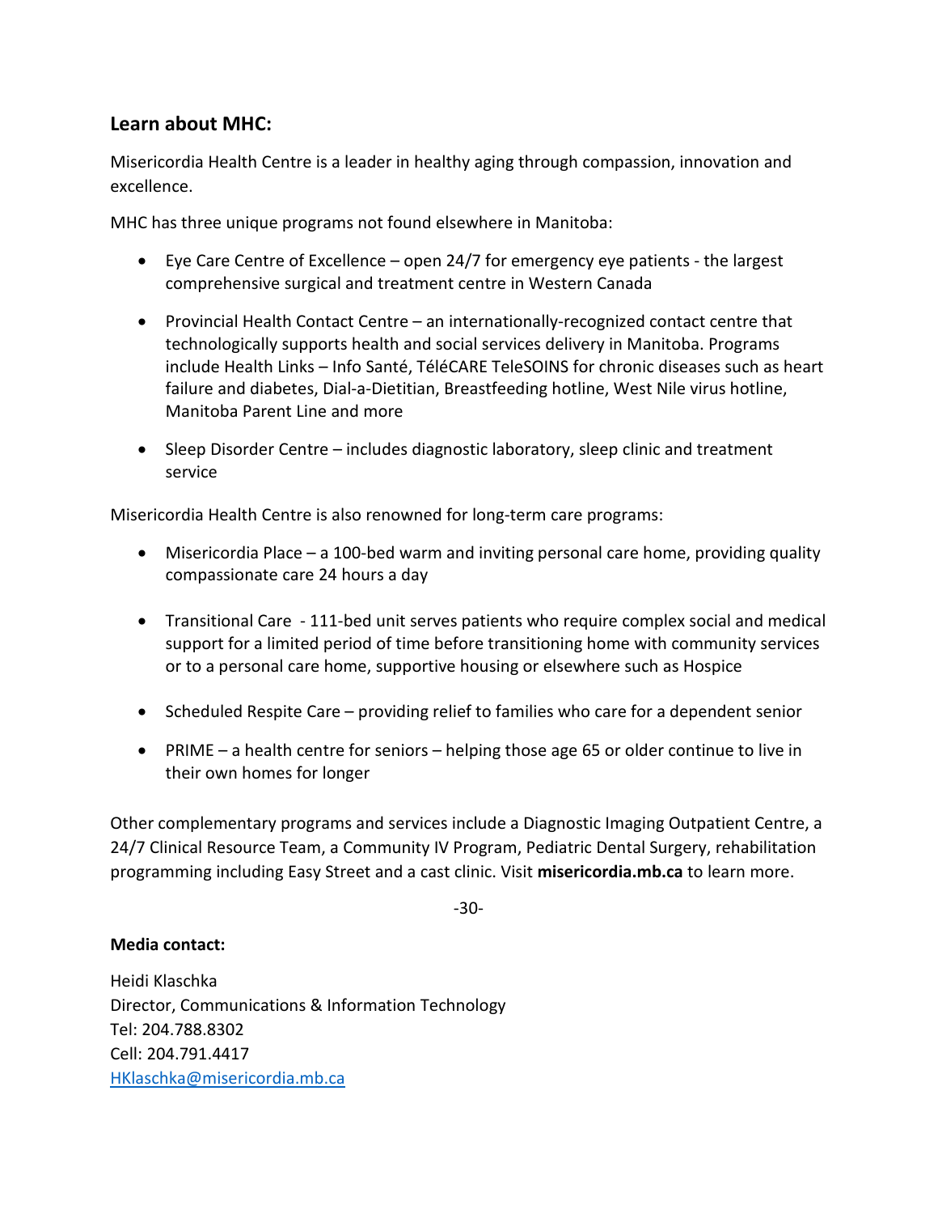## Learn about MHC:

Misericordia Health Centre is a leader in healthy aging through compassion, innovation and excellence.

MHC has three unique programs not found elsewhere in Manitoba:

- Eye Care Centre of Excellence – open 24/7 for emergency eye patients - the largest comprehensive surgical and treatment centre in Western Canada
- Provincial Health Contact Centre – an internationally-recognized contact centre that technologically supports health and social services delivery in Manitoba. Programs include Health Links – Info Santé, TéléCARE TeleSOINS for chronic diseases such as heart failure and diabetes, Dial-a-Dietitian, Breastfeeding hotline, West Nile virus hotline, Manitoba Parent Line and more
- Sleep Disorder Centre – includes diagnostic laboratory, sleep clinic and treatment service

Misericordia Health Centre is also renowned for long-term care programs:

- Misericordia Place – a 100-bed warm and inviting personal care home, providing quality compassionate care 24 hours a day
- Transitional Care - 111-bed unit serves patients who require complex social and medical support for a limited period of time before transitioning home with community services or to a personal care home, supportive housing or elsewhere such as Hospice
- Scheduled Respite Care – providing relief to families who care for a dependent senior
- PRIME – a health centre for seniors – helping those age 65 or older continue to live in their own homes for longer

Other complementary programs and services include a Diagnostic Imaging Outpatient Centre, a 24/7 Clinical Resource Team, a Community IV Program, Pediatric Dental Surgery, rehabilitation programming including Easy Street and a cast clinic. Visit **misericordia.mb.ca** to learn more.

-30-

**Media contact:**

Heidi Klaschka
Director, Communications & Information Technology
Tel: 204.788.8302
Cell: 204.791.4417
HKlaschka@misericordia.mb.ca